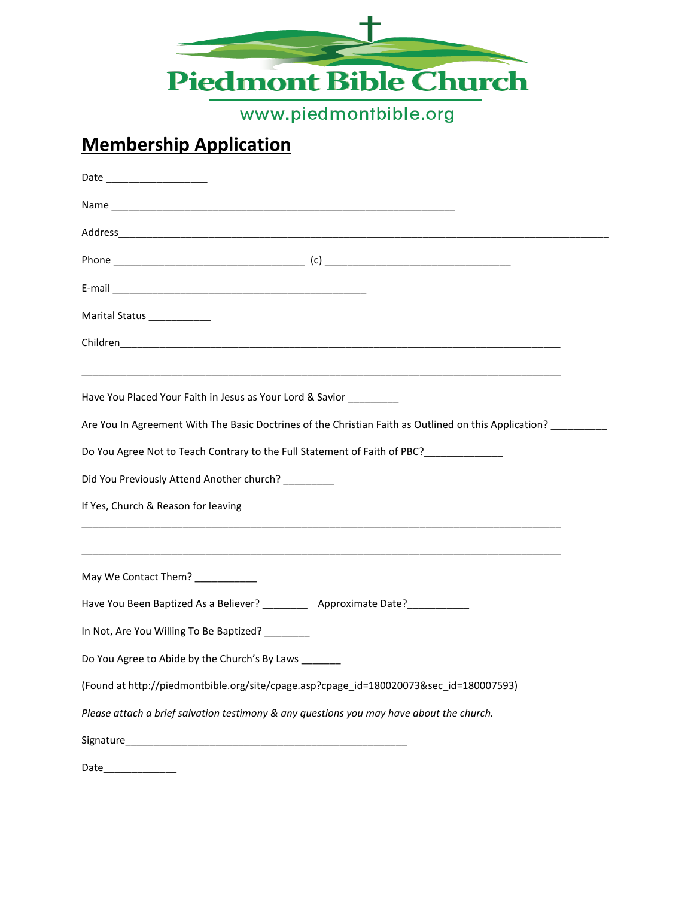Piedmont Bible Church

www.piedmontbible.org

# Membership Application

Date ________________

Name ______________________________________________________

Address_____________________________________________________________________________

Phone ______________________________ (c) _____________________________

E-mail ________________________________________

Marital Status __________

Children___________________________________________________________________________

___________________________________________________________________________

Have You Placed Your Faith in Jesus as Your Lord & Savior ________

Are You In Agreement With The Basic Doctrines of the Christian Faith as Outlined on this Application? _________

Do You Agree Not to Teach Contrary to the Full Statement of Faith of PBC?_____________

Did You Previously Attend Another church? ________

If Yes, Church & Reason for leaving

___________________________________________________________________________

___________________________________________________________________________

May We Contact Them? __________

Have You Been Baptized As a Believer? _______ Approximate Date?__________

In Not, Are You Willing To Be Baptized? _______

Do You Agree to Abide by the Church's By Laws ______

(Found at http://piedmontbible.org/site/cpage.asp?cpage_id=180020073&sec_id=180007593)

*Please attach a brief salvation testimony & any questions you may have about the church.*

Signature____________________________________________

Date____________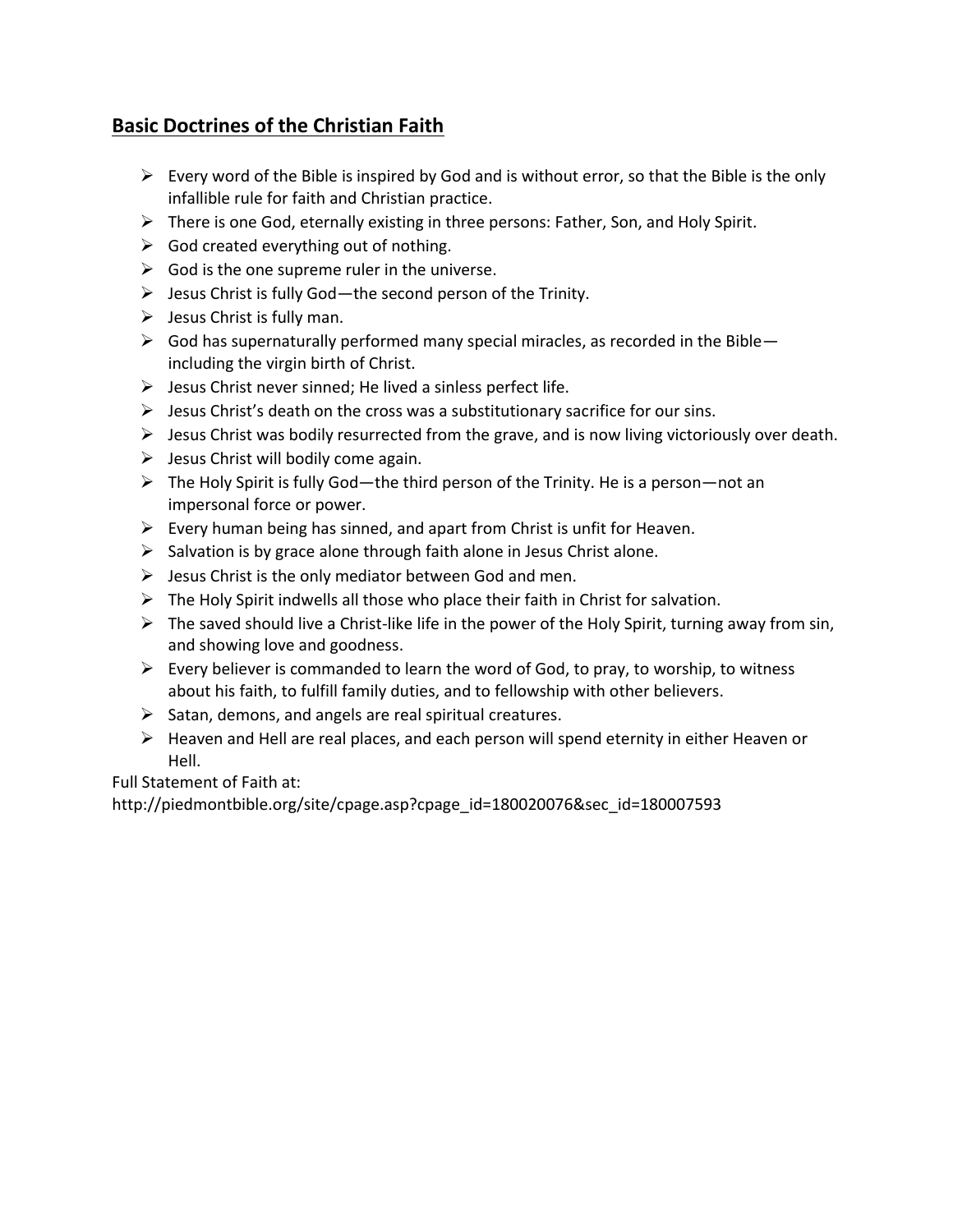## Basic Doctrines of the Christian Faith

- Every word of the Bible is inspired by God and is without error, so that the Bible is the only infallible rule for faith and Christian practice.
- There is one God, eternally existing in three persons: Father, Son, and Holy Spirit.
- God created everything out of nothing.
- God is the one supreme ruler in the universe.
- Jesus Christ is fully God—the second person of the Trinity.
- Jesus Christ is fully man.
- God has supernaturally performed many special miracles, as recorded in the Bible—including the virgin birth of Christ.
- Jesus Christ never sinned; He lived a sinless perfect life.
- Jesus Christ's death on the cross was a substitutionary sacrifice for our sins.
- Jesus Christ was bodily resurrected from the grave, and is now living victoriously over death.
- Jesus Christ will bodily come again.
- The Holy Spirit is fully God—the third person of the Trinity. He is a person—not an impersonal force or power.
- Every human being has sinned, and apart from Christ is unfit for Heaven.
- Salvation is by grace alone through faith alone in Jesus Christ alone.
- Jesus Christ is the only mediator between God and men.
- The Holy Spirit indwells all those who place their faith in Christ for salvation.
- The saved should live a Christ-like life in the power of the Holy Spirit, turning away from sin, and showing love and goodness.
- Every believer is commanded to learn the word of God, to pray, to worship, to witness about his faith, to fulfill family duties, and to fellowship with other believers.
- Satan, demons, and angels are real spiritual creatures.
- Heaven and Hell are real places, and each person will spend eternity in either Heaven or Hell.

Full Statement of Faith at:
http://piedmontbible.org/site/cpage.asp?cpage_id=180020076&sec_id=180007593